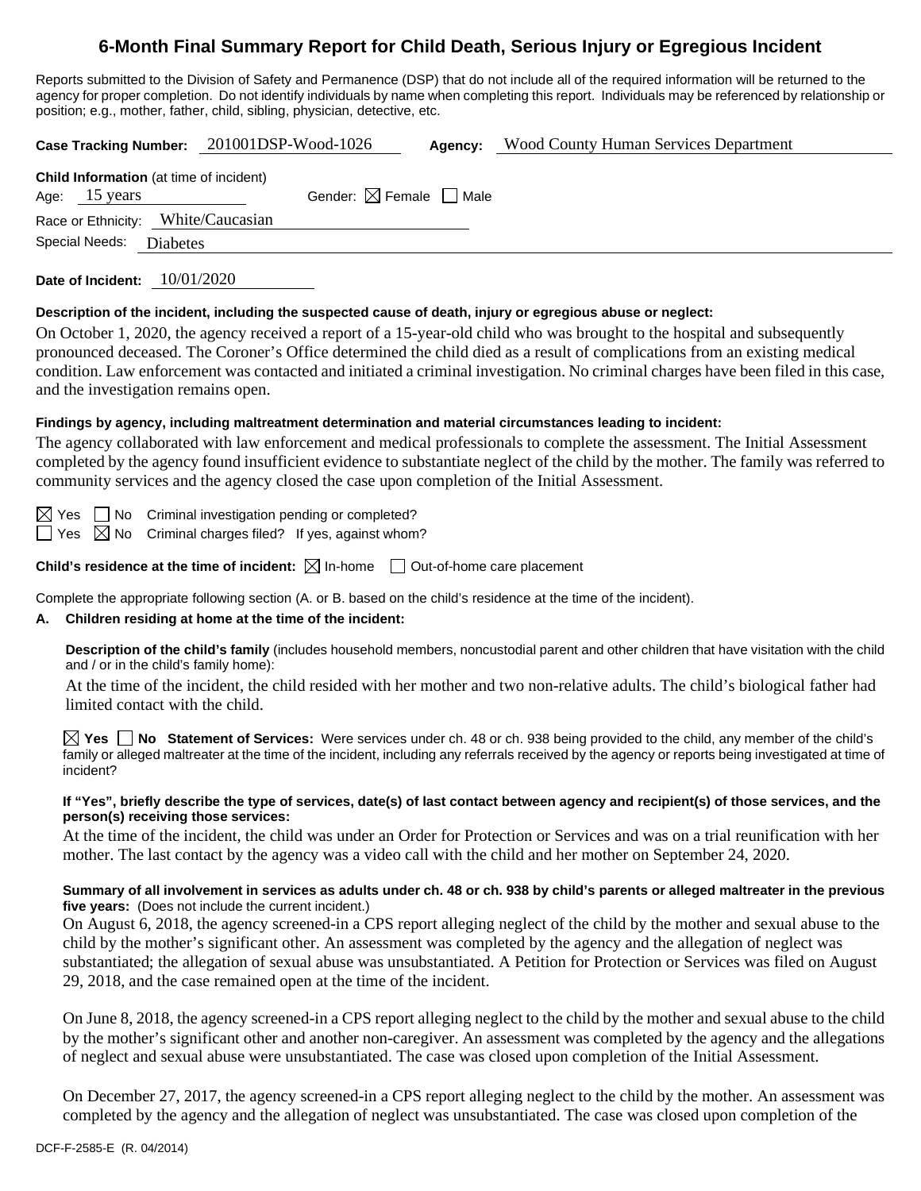# 6-Month Final Summary Report for Child Death, Serious Injury or Egregious Incident

Reports submitted to the Division of Safety and Permanence (DSP) that do not include all of the required information will be returned to the agency for proper completion. Do not identify individuals by name when completing this report. Individuals may be referenced by relationship or position; e.g., mother, father, child, sibling, physician, detective, etc.

**Case Tracking Number:** 201001DSP-Wood-1026 **Agency:** Wood County Human Services Department

**Child Information** (at time of incident)

Age: 15 years Gender: ☒ Female ☐ Male

Race or Ethnicity: White/Caucasian

Special Needs: Diabetes

**Date of Incident:** 10/01/2020

**Description of the incident, including the suspected cause of death, injury or egregious abuse or neglect:**

On October 1, 2020, the agency received a report of a 15-year-old child who was brought to the hospital and subsequently pronounced deceased. The Coroner's Office determined the child died as a result of complications from an existing medical condition. Law enforcement was contacted and initiated a criminal investigation. No criminal charges have been filed in this case, and the investigation remains open.

**Findings by agency, including maltreatment determination and material circumstances leading to incident:**

The agency collaborated with law enforcement and medical professionals to complete the assessment. The Initial Assessment completed by the agency found insufficient evidence to substantiate neglect of the child by the mother. The family was referred to community services and the agency closed the case upon completion of the Initial Assessment.

☒ Yes ☐ No Criminal investigation pending or completed?

☐ Yes ☒ No Criminal charges filed? If yes, against whom?

**Child's residence at the time of incident:** ☒ In-home ☐ Out-of-home care placement

Complete the appropriate following section (A. or B. based on the child's residence at the time of the incident).

**A. Children residing at home at the time of the incident:**

**Description of the child's family** (includes household members, noncustodial parent and other children that have visitation with the child and / or in the child's family home):

At the time of the incident, the child resided with her mother and two non-relative adults. The child's biological father had limited contact with the child.

☒ **Yes** ☐ **No Statement of Services:** Were services under ch. 48 or ch. 938 being provided to the child, any member of the child's family or alleged maltreater at the time of the incident, including any referrals received by the agency or reports being investigated at time of incident?

**If "Yes", briefly describe the type of services, date(s) of last contact between agency and recipient(s) of those services, and the person(s) receiving those services:**

At the time of the incident, the child was under an Order for Protection or Services and was on a trial reunification with her mother. The last contact by the agency was a video call with the child and her mother on September 24, 2020.

**Summary of all involvement in services as adults under ch. 48 or ch. 938 by child's parents or alleged maltreater in the previous five years:** (Does not include the current incident.)

On August 6, 2018, the agency screened-in a CPS report alleging neglect of the child by the mother and sexual abuse to the child by the mother's significant other. An assessment was completed by the agency and the allegation of neglect was substantiated; the allegation of sexual abuse was unsubstantiated. A Petition for Protection or Services was filed on August 29, 2018, and the case remained open at the time of the incident.

On June 8, 2018, the agency screened-in a CPS report alleging neglect to the child by the mother and sexual abuse to the child by the mother's significant other and another non-caregiver. An assessment was completed by the agency and the allegations of neglect and sexual abuse were unsubstantiated. The case was closed upon completion of the Initial Assessment.

On December 27, 2017, the agency screened-in a CPS report alleging neglect to the child by the mother. An assessment was completed by the agency and the allegation of neglect was unsubstantiated. The case was closed upon completion of the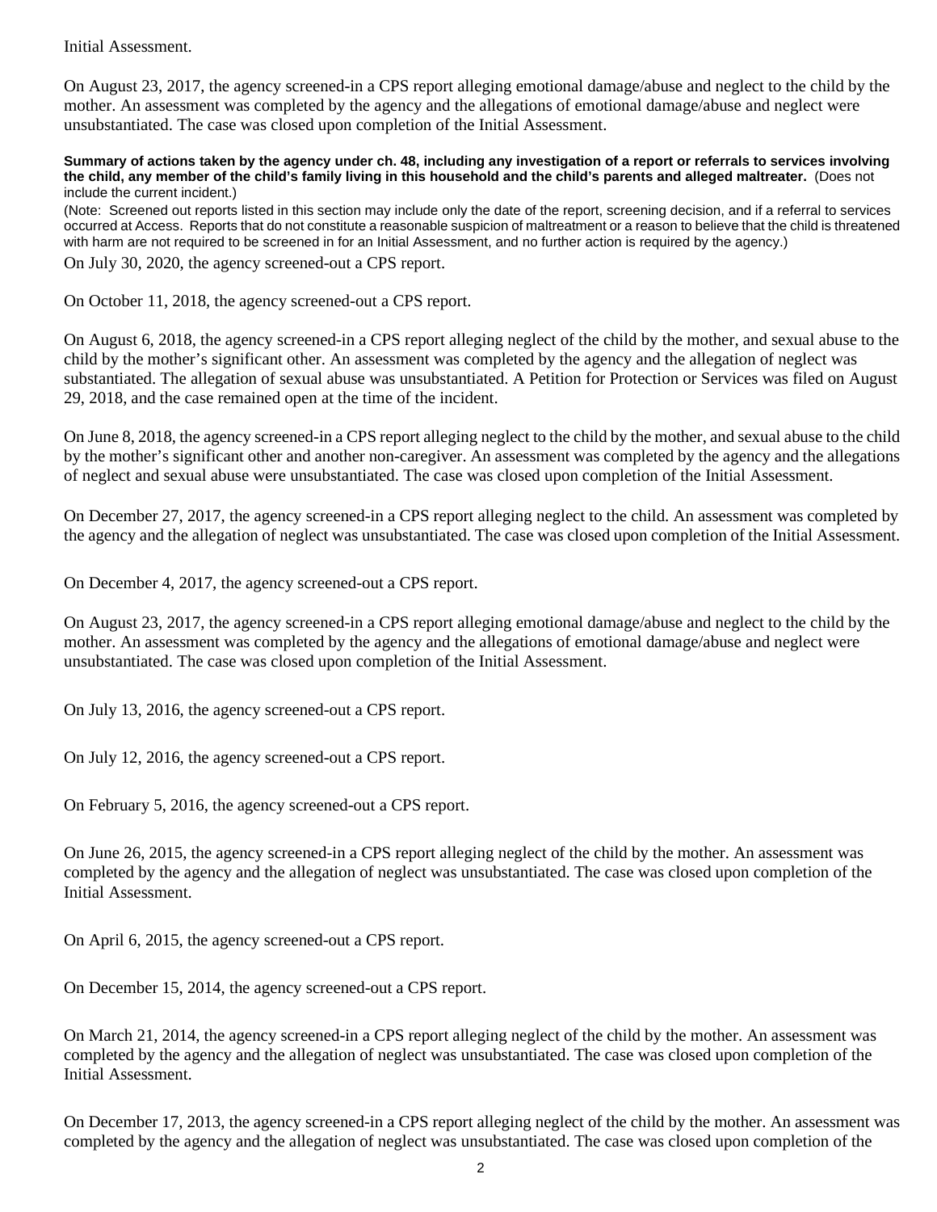Initial Assessment.

On August 23, 2017, the agency screened-in a CPS report alleging emotional damage/abuse and neglect to the child by the mother. An assessment was completed by the agency and the allegations of emotional damage/abuse and neglect were unsubstantiated. The case was closed upon completion of the Initial Assessment.

**Summary of actions taken by the agency under ch. 48, including any investigation of a report or referrals to services involving the child, any member of the child's family living in this household and the child's parents and alleged maltreater.** (Does not include the current incident.)

(Note: Screened out reports listed in this section may include only the date of the report, screening decision, and if a referral to services occurred at Access. Reports that do not constitute a reasonable suspicion of maltreatment or a reason to believe that the child is threatened with harm are not required to be screened in for an Initial Assessment, and no further action is required by the agency.)

On July 30, 2020, the agency screened-out a CPS report.

On October 11, 2018, the agency screened-out a CPS report.

On August 6, 2018, the agency screened-in a CPS report alleging neglect of the child by the mother, and sexual abuse to the child by the mother's significant other. An assessment was completed by the agency and the allegation of neglect was substantiated. The allegation of sexual abuse was unsubstantiated. A Petition for Protection or Services was filed on August 29, 2018, and the case remained open at the time of the incident.

On June 8, 2018, the agency screened-in a CPS report alleging neglect to the child by the mother, and sexual abuse to the child by the mother's significant other and another non-caregiver. An assessment was completed by the agency and the allegations of neglect and sexual abuse were unsubstantiated. The case was closed upon completion of the Initial Assessment.

On December 27, 2017, the agency screened-in a CPS report alleging neglect to the child. An assessment was completed by the agency and the allegation of neglect was unsubstantiated. The case was closed upon completion of the Initial Assessment.

On December 4, 2017, the agency screened-out a CPS report.

On August 23, 2017, the agency screened-in a CPS report alleging emotional damage/abuse and neglect to the child by the mother. An assessment was completed by the agency and the allegations of emotional damage/abuse and neglect were unsubstantiated. The case was closed upon completion of the Initial Assessment.

On July 13, 2016, the agency screened-out a CPS report.

On July 12, 2016, the agency screened-out a CPS report.

On February 5, 2016, the agency screened-out a CPS report.

On June 26, 2015, the agency screened-in a CPS report alleging neglect of the child by the mother. An assessment was completed by the agency and the allegation of neglect was unsubstantiated. The case was closed upon completion of the Initial Assessment.

On April 6, 2015, the agency screened-out a CPS report.

On December 15, 2014, the agency screened-out a CPS report.

On March 21, 2014, the agency screened-in a CPS report alleging neglect of the child by the mother. An assessment was completed by the agency and the allegation of neglect was unsubstantiated. The case was closed upon completion of the Initial Assessment.

On December 17, 2013, the agency screened-in a CPS report alleging neglect of the child by the mother. An assessment was completed by the agency and the allegation of neglect was unsubstantiated. The case was closed upon completion of the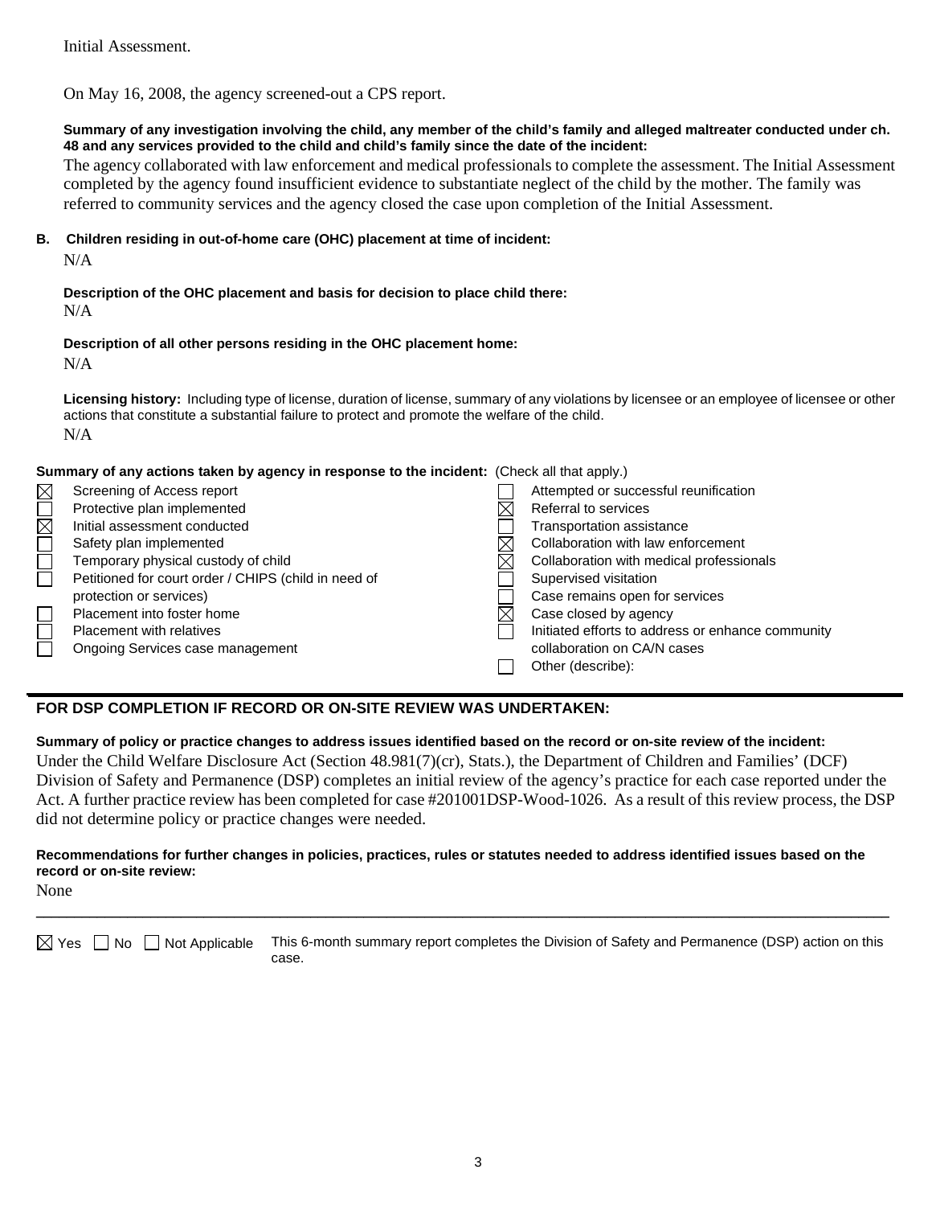Initial Assessment.

On May 16, 2008, the agency screened-out a CPS report.

**Summary of any investigation involving the child, any member of the child's family and alleged maltreater conducted under ch. 48 and any services provided to the child and child's family since the date of the incident:**

The agency collaborated with law enforcement and medical professionals to complete the assessment. The Initial Assessment completed by the agency found insufficient evidence to substantiate neglect of the child by the mother. The family was referred to community services and the agency closed the case upon completion of the Initial Assessment.

**B. Children residing in out-of-home care (OHC) placement at time of incident:**

N/A

**Description of the OHC placement and basis for decision to place child there:**

N/A

**Description of all other persons residing in the OHC placement home:**

N/A

**Licensing history:** Including type of license, duration of license, summary of any violations by licensee or an employee of licensee or other actions that constitute a substantial failure to protect and promote the welfare of the child.

N/A

**Summary of any actions taken by agency in response to the incident:** (Check all that apply.)

- ☒ Screening of Access report
- ☐ Protective plan implemented
- ☒ Initial assessment conducted
- ☐ Safety plan implemented
- ☐ Temporary physical custody of child
- ☐ Petitioned for court order / CHIPS (child in need of protection or services)
- ☐ Placement into foster home
- ☐ Placement with relatives
- ☐ Ongoing Services case management
- ☐ Attempted or successful reunification
- ☒ Referral to services
- ☐ Transportation assistance
- ☒ Collaboration with law enforcement
- ☒ Collaboration with medical professionals
- ☐ Supervised visitation
- ☐ Case remains open for services
- ☒ Case closed by agency
- ☐ Initiated efforts to address or enhance community collaboration on CA/N cases
- ☐ Other (describe):

## FOR DSP COMPLETION IF RECORD OR ON-SITE REVIEW WAS UNDERTAKEN:

**Summary of policy or practice changes to address issues identified based on the record or on-site review of the incident:**

Under the Child Welfare Disclosure Act (Section 48.981(7)(cr), Stats.), the Department of Children and Families' (DCF) Division of Safety and Permanence (DSP) completes an initial review of the agency's practice for each case reported under the Act. A further practice review has been completed for case #201001DSP-Wood-1026. As a result of this review process, the DSP did not determine policy or practice changes were needed.

**Recommendations for further changes in policies, practices, rules or statutes needed to address identified issues based on the record or on-site review:**

None

☒ Yes ☐ No ☐ Not Applicable This 6-month summary report completes the Division of Safety and Permanence (DSP) action on this case.